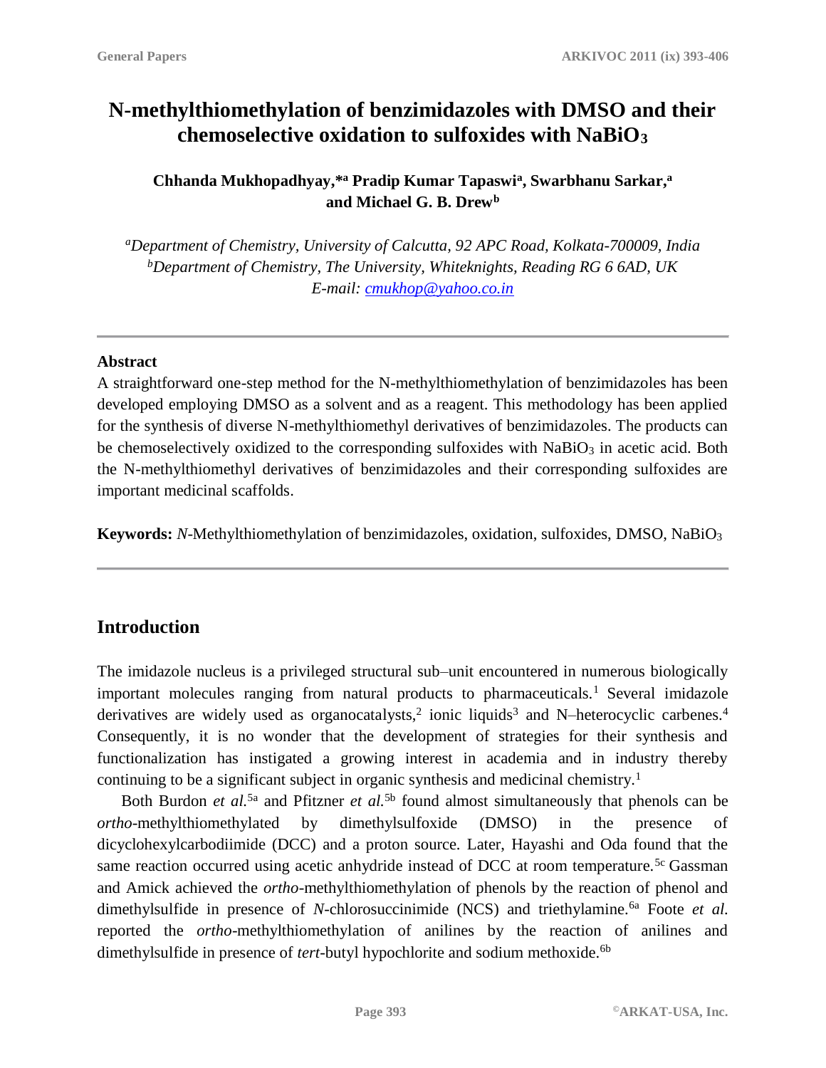# N-methylthiomethylation of benzimidazoles with DMSO and their chemoselective oxidation to sulfoxides with $NaBiO_3$

**Chhanda Mukhopadhyay,\*[a] Pradip Kumar Tapaswi[a], Swarbhanu Sarkar,[a] and Michael G. B. Drew[b]**

*[a]Department of Chemistry, University of Calcutta, 92 APC Road, Kolkata-700009, India*
*[b]Department of Chemistry, The University, Whiteknights, Reading RG 6 6AD, UK*
*E-mail: cmukhop@yahoo.co.in*

---

**Abstract**

A straightforward one-step method for the N-methylthiomethylation of benzimidazoles has been developed employing DMSO as a solvent and as a reagent. This methodology has been applied for the synthesis of diverse N-methylthiomethyl derivatives of benzimidazoles. The products can be chemoselectively oxidized to the corresponding sulfoxides with $NaBiO_3$ in acetic acid. Both the N-methylthiomethyl derivatives of benzimidazoles and their corresponding sulfoxides are important medicinal scaffolds.

**Keywords:** *N*-Methylthiomethylation of benzimidazoles, oxidation, sulfoxides, DMSO, $NaBiO_3$

---

## Introduction

The imidazole nucleus is a privileged structural sub–unit encountered in numerous biologically important molecules ranging from natural products to pharmaceuticals.[1] Several imidazole derivatives are widely used as organocatalysts,[2] ionic liquids[3] and N–heterocyclic carbenes.[4] Consequently, it is no wonder that the development of strategies for their synthesis and functionalization has instigated a growing interest in academia and in industry thereby continuing to be a significant subject in organic synthesis and medicinal chemistry.[1]

Both Burdon *et al.*[5a] and Pfitzner *et al.*[5b] found almost simultaneously that phenols can be *ortho*-methylthiomethylated by dimethylsulfoxide (DMSO) in the presence of dicyclohexylcarbodiimide (DCC) and a proton source. Later, Hayashi and Oda found that the same reaction occurred using acetic anhydride instead of DCC at room temperature.[5c] Gassman and Amick achieved the *ortho*-methylthiomethylation of phenols by the reaction of phenol and dimethylsulfide in presence of *N*-chlorosuccinimide (NCS) and triethylamine.[6a] Foote *et al.* reported the *ortho*-methylthiomethylation of anilines by the reaction of anilines and dimethylsulfide in presence of *tert*-butyl hypochlorite and sodium methoxide.[6b]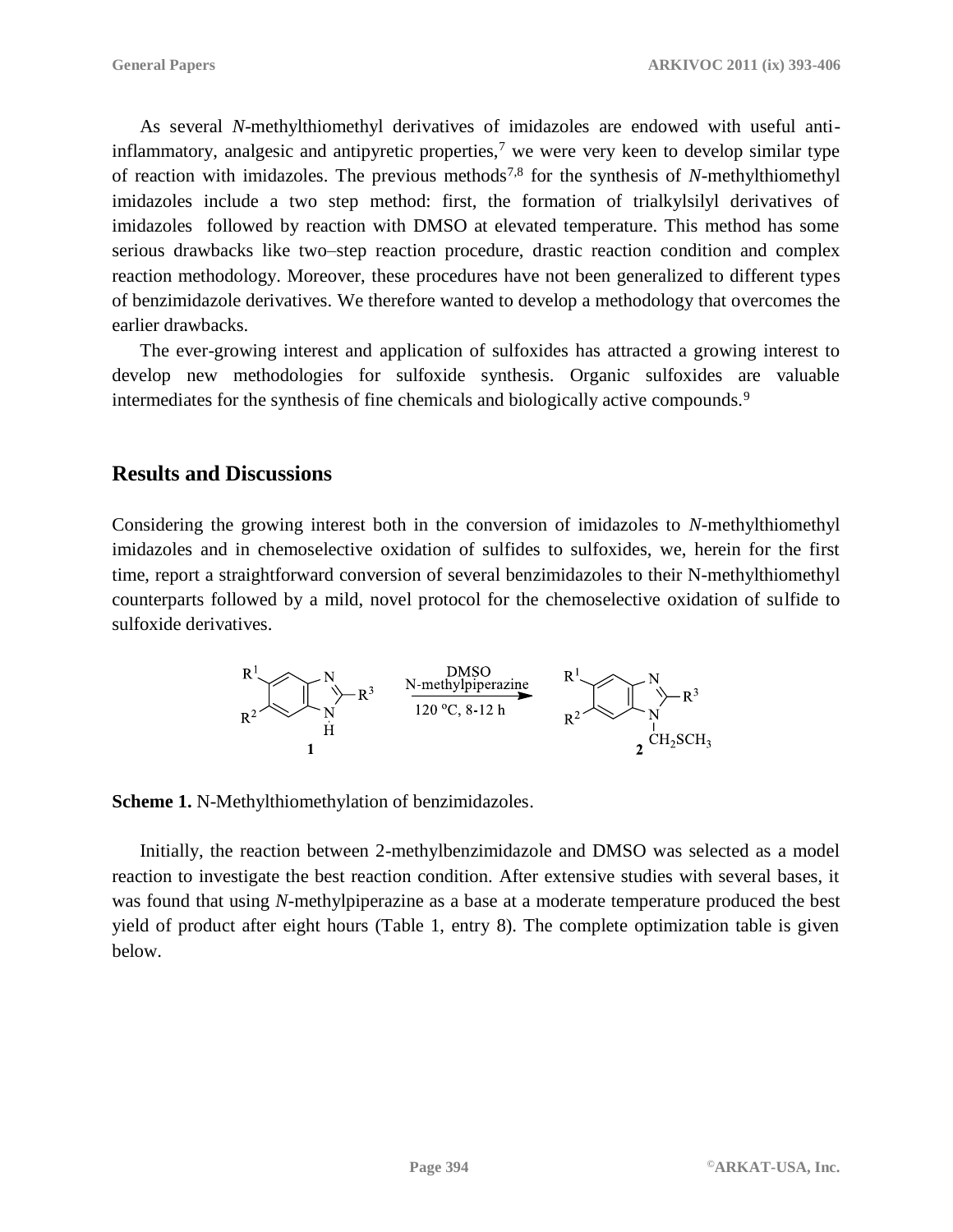As several *N*-methylthiomethyl derivatives of imidazoles are endowed with useful anti-inflammatory, analgesic and antipyretic properties,[7] we were very keen to develop similar type of reaction with imidazoles. The previous methods[7,8] for the synthesis of *N*-methylthiomethyl imidazoles include a two step method: first, the formation of trialkylsilyl derivatives of imidazoles followed by reaction with DMSO at elevated temperature. This method has some serious drawbacks like two–step reaction procedure, drastic reaction condition and complex reaction methodology. Moreover, these procedures have not been generalized to different types of benzimidazole derivatives. We therefore wanted to develop a methodology that overcomes the earlier drawbacks.

The ever-growing interest and application of sulfoxides has attracted a growing interest to develop new methodologies for sulfoxide synthesis. Organic sulfoxides are valuable intermediates for the synthesis of fine chemicals and biologically active compounds.[9]

## Results and Discussions

Considering the growing interest both in the conversion of imidazoles to *N*-methylthiomethyl imidazoles and in chemoselective oxidation of sulfides to sulfoxides, we, herein for the first time, report a straightforward conversion of several benzimidazoles to their N-methylthiomethyl counterparts followed by a mild, novel protocol for the chemoselective oxidation of sulfide to sulfoxide derivatives.

**1** → **2** (DMSO, N-methylpiperazine, 120 °C, 8-12 h); **2**: $N$-$CH_2SCH_3$

**Scheme 1.** N-Methylthiomethylation of benzimidazoles.

Initially, the reaction between 2-methylbenzimidazole and DMSO was selected as a model reaction to investigate the best reaction condition. After extensive studies with several bases, it was found that using *N*-methylpiperazine as a base at a moderate temperature produced the best yield of product after eight hours (Table 1, entry 8). The complete optimization table is given below.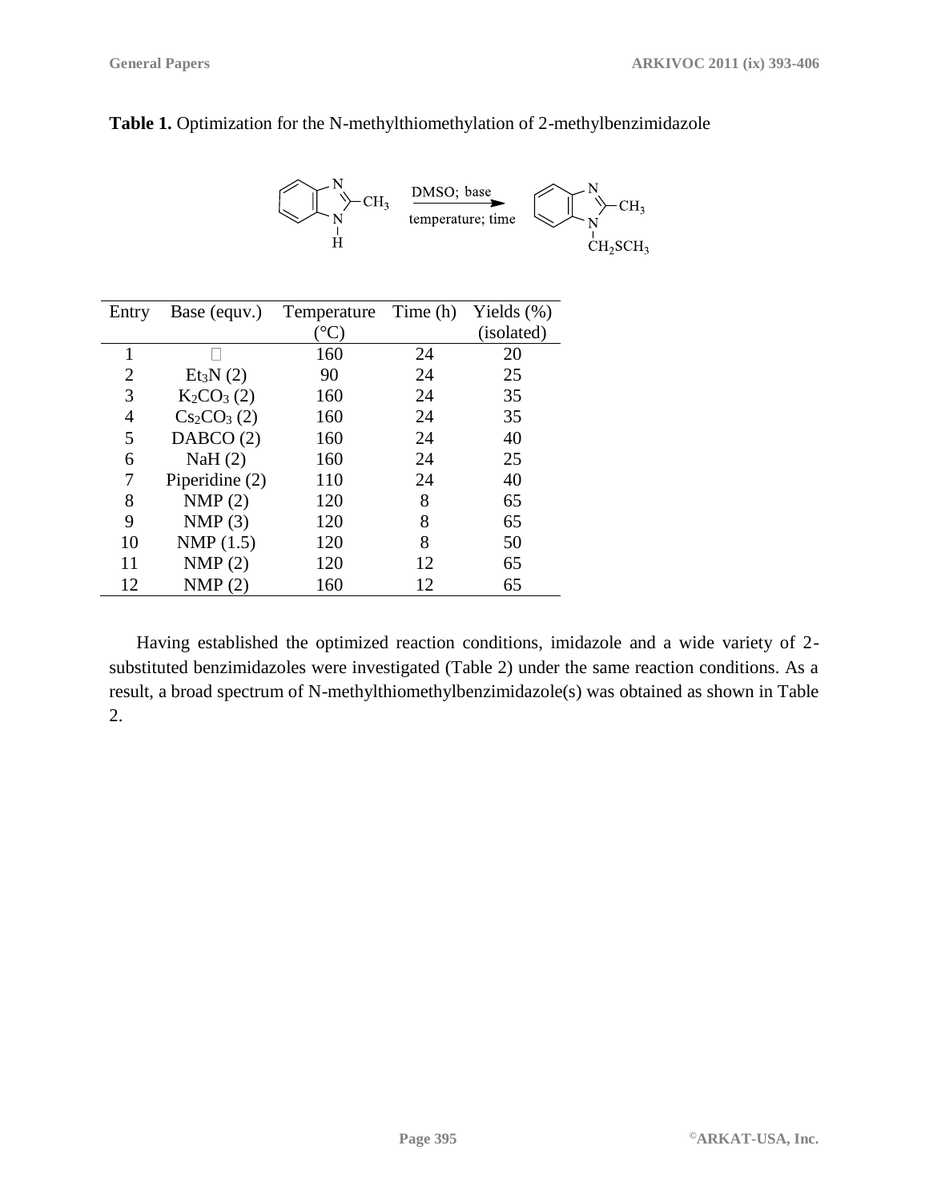**Table 1.** Optimization for the N-methylthiomethylation of 2-methylbenzimidazole

| Entry | Base (equv.) | Temperature (°C) | Time (h) | Yields (%) (isolated) |
|---|---|---|---|---|
| 1 | — | 160 | 24 | 20 |
| 2 | $Et_3N$ (2) | 90 | 24 | 25 |
| 3 | $K_2CO_3$ (2) | 160 | 24 | 35 |
| 4 | $Cs_2CO_3$ (2) | 160 | 24 | 35 |
| 5 | DABCO (2) | 160 | 24 | 40 |
| 6 | NaH (2) | 160 | 24 | 25 |
| 7 | Piperidine (2) | 110 | 24 | 40 |
| 8 | NMP (2) | 120 | 8 | 65 |
| 9 | NMP (3) | 120 | 8 | 65 |
| 10 | NMP (1.5) | 120 | 8 | 50 |
| 11 | NMP (2) | 120 | 12 | 65 |
| 12 | NMP (2) | 160 | 12 | 65 |

Having established the optimized reaction conditions, imidazole and a wide variety of 2-substituted benzimidazoles were investigated (Table 2) under the same reaction conditions. As a result, a broad spectrum of N-methylthiomethylbenzimidazole(s) was obtained as shown in Table 2.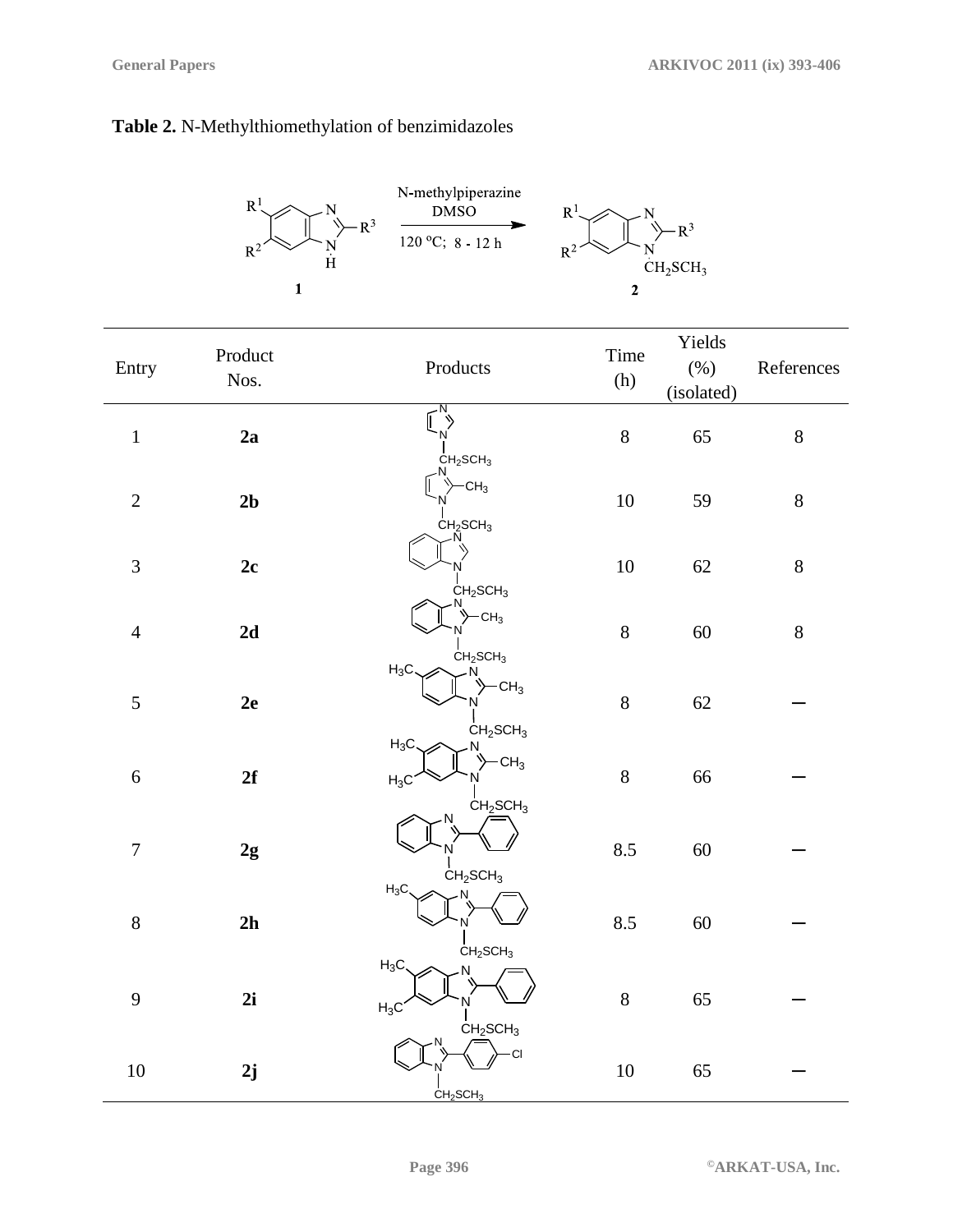**Table 2.** N-Methylthiomethylation of benzimidazoles

Reaction scheme: 1 (R[1], R[2], R[3]-substituted benzimidazole, N–H) → N-methylpiperazine, DMSO, 120 ºC; 8 - 12 h → 2 (N-$CH_2SCH_3$)

| Entry | Product Nos. | Products | Time (h) | Yields (%) (isolated) | References |
|---|---|---|---|---|---|
| 1 | **2a** | 1-(methylthiomethyl)imidazole ($CH_2SCH_3$) | 8 | 65 | 8 |
| 2 | **2b** | 2-$CH_3$-1-($CH_2SCH_3$)imidazole | 10 | 59 | 8 |
| 3 | **2c** | 1-($CH_2SCH_3$)benzimidazole | 10 | 62 | 8 |
| 4 | **2d** | 2-$CH_3$-1-($CH_2SCH_3$)benzimidazole | 8 | 60 | 8 |
| 5 | **2e** | $H_3C$-substituted 2-$CH_3$-1-($CH_2SCH_3$)benzimidazole | 8 | 62 | – |
| 6 | **2f** | di-$H_3C$-substituted 2-$CH_3$-1-($CH_2SCH_3$)benzimidazole | 8 | 66 | – |
| 7 | **2g** | 2-phenyl-1-($CH_2SCH_3$)benzimidazole | 8.5 | 60 | – |
| 8 | **2h** | $H_3C$-substituted 2-phenyl-1-($CH_2SCH_3$)benzimidazole | 8.5 | 60 | – |
| 9 | **2i** | di-$H_3C$-substituted 2-phenyl-1-($CH_2SCH_3$)benzimidazole | 8 | 65 | – |
| 10 | **2j** | 2-(4-Cl-phenyl)-1-($CH_2SCH_3$)benzimidazole | 10 | 65 | – |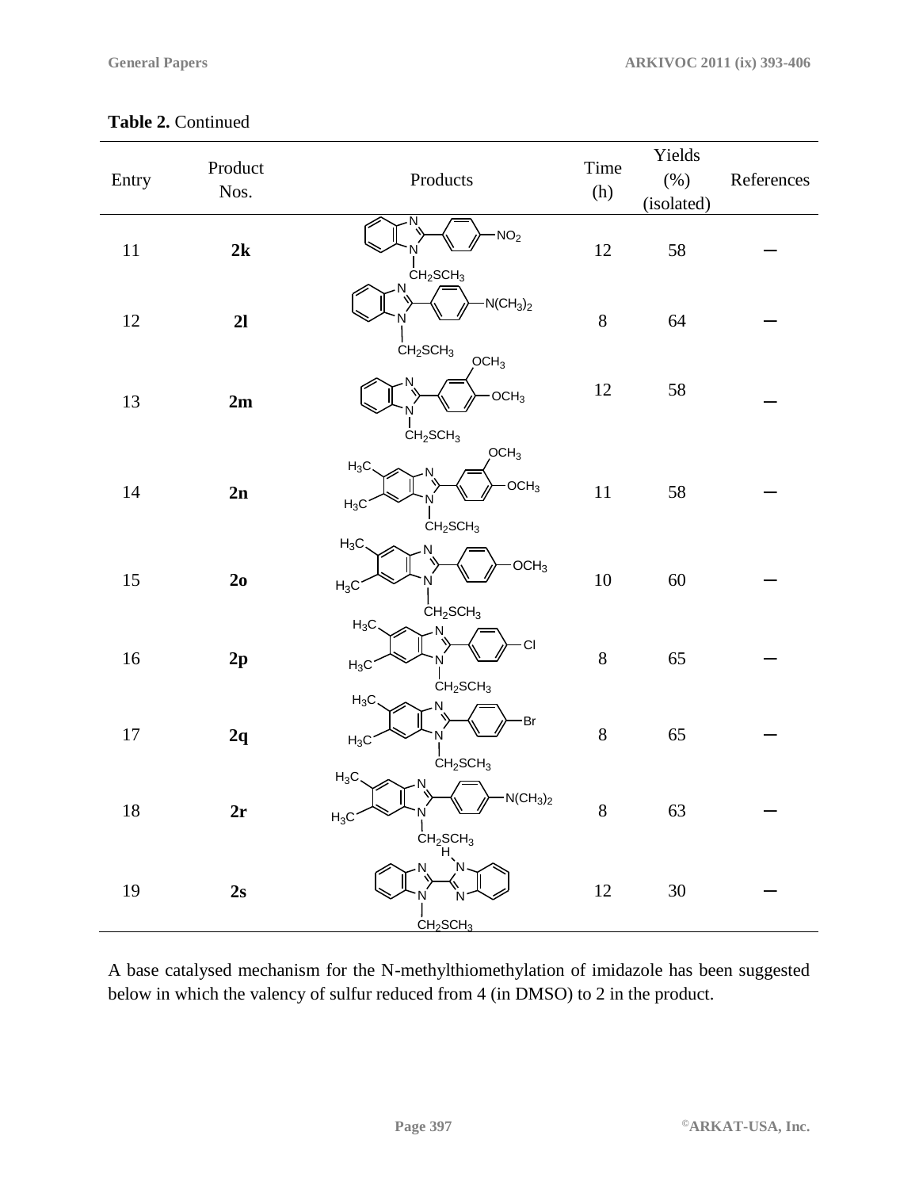**Table 2.** Continued

| Entry | Product Nos. | Products | Time (h) | Yields (%) (isolated) | References |
|---|---|---|---|---|---|
| 11 | **2k** | 1-($CH_2SCH_3$)-2-(4-$NO_2$-phenyl)benzimidazole | 12 | 58 | – |
| 12 | **2l** | 1-($CH_2SCH_3$)-2-(4-$N(CH_3)_2$-phenyl)benzimidazole | 8 | 64 | – |
| 13 | **2m** | 1-($CH_2SCH_3$)-2-(3,4-di-$OCH_3$-phenyl)benzimidazole | 12 | 58 | – |
| 14 | **2n** | 5,6-di-$CH_3$-1-($CH_2SCH_3$)-2-(3,4-di-$OCH_3$-phenyl)benzimidazole | 11 | 58 | – |
| 15 | **2o** | 5,6-di-$CH_3$-1-($CH_2SCH_3$)-2-(4-$OCH_3$-phenyl)benzimidazole | 10 | 60 | – |
| 16 | **2p** | 5,6-di-$CH_3$-1-($CH_2SCH_3$)-2-(4-Cl-phenyl)benzimidazole | 8 | 65 | – |
| 17 | **2q** | 5,6-di-$CH_3$-1-($CH_2SCH_3$)-2-(4-Br-phenyl)benzimidazole | 8 | 65 | – |
| 18 | **2r** | 5,6-di-$CH_3$-1-($CH_2SCH_3$)-2-(4-$N(CH_3)_2$-phenyl)benzimidazole | 8 | 63 | – |
| 19 | **2s** | 1-($CH_2SCH_3$)-2-(1H-benzimidazol-2-yl)benzimidazole | 12 | 30 | – |

A base catalysed mechanism for the N-methylthiomethylation of imidazole has been suggested below in which the valency of sulfur reduced from 4 (in DMSO) to 2 in the product.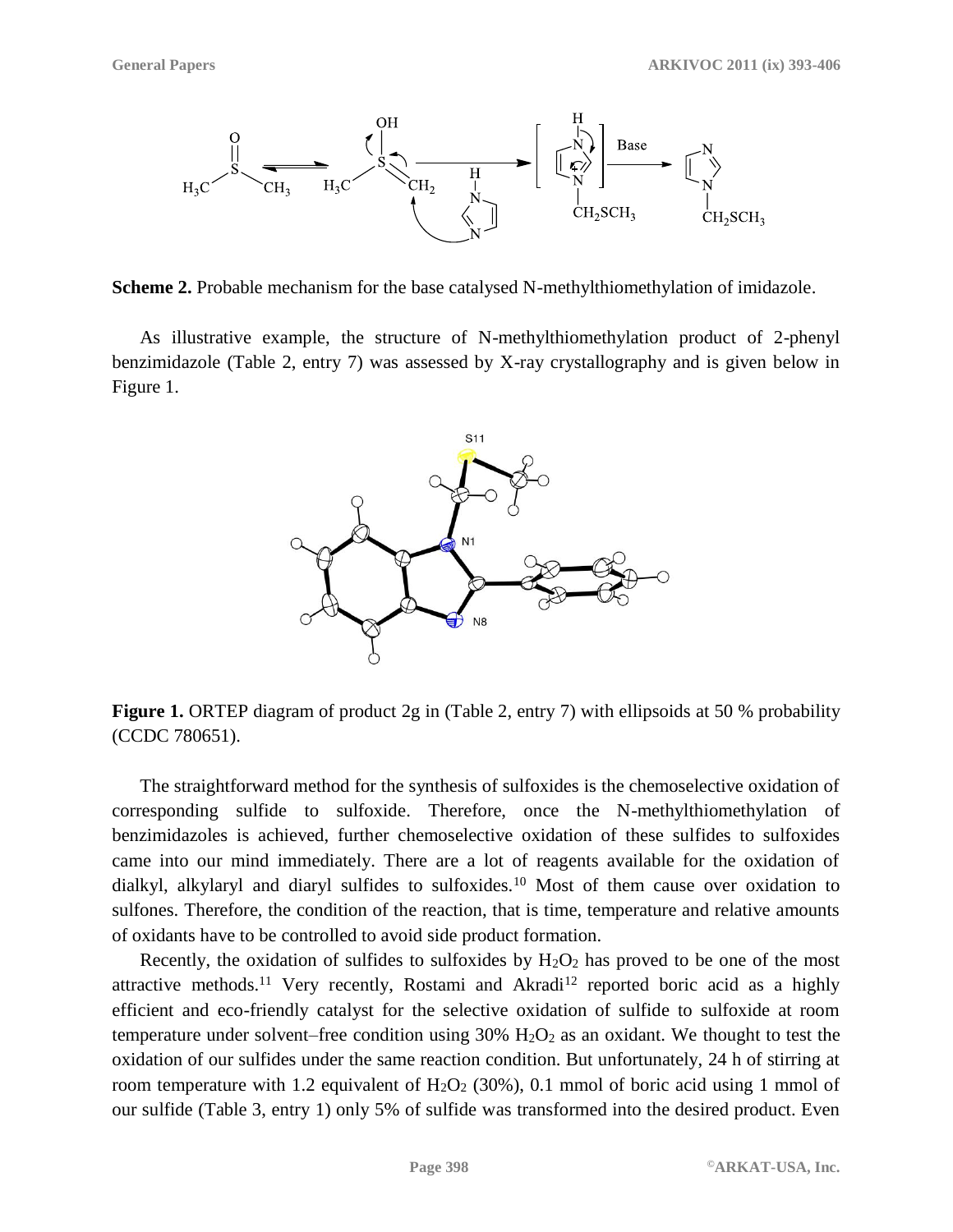**Scheme 2.** Probable mechanism for the base catalysed N-methylthiomethylation of imidazole.

As illustrative example, the structure of N-methylthiomethylation product of 2-phenyl benzimidazole (Table 2, entry 7) was assessed by X-ray crystallography and is given below in Figure 1.

**Figure 1.** ORTEP diagram of product 2g in (Table 2, entry 7) with ellipsoids at 50 % probability (CCDC 780651).

The straightforward method for the synthesis of sulfoxides is the chemoselective oxidation of corresponding sulfide to sulfoxide. Therefore, once the N-methylthiomethylation of benzimidazoles is achieved, further chemoselective oxidation of these sulfides to sulfoxides came into our mind immediately. There are a lot of reagents available for the oxidation of dialkyl, alkylaryl and diaryl sulfides to sulfoxides.[10] Most of them cause over oxidation to sulfones. Therefore, the condition of the reaction, that is time, temperature and relative amounts of oxidants have to be controlled to avoid side product formation.

Recently, the oxidation of sulfides to sulfoxides by $H_2O_2$ has proved to be one of the most attractive methods.[11] Very recently, Rostami and Akradi[12] reported boric acid as a highly efficient and eco-friendly catalyst for the selective oxidation of sulfide to sulfoxide at room temperature under solvent–free condition using 30% $H_2O_2$ as an oxidant. We thought to test the oxidation of our sulfides under the same reaction condition. But unfortunately, 24 h of stirring at room temperature with 1.2 equivalent of $H_2O_2$ (30%), 0.1 mmol of boric acid using 1 mmol of our sulfide (Table 3, entry 1) only 5% of sulfide was transformed into the desired product. Even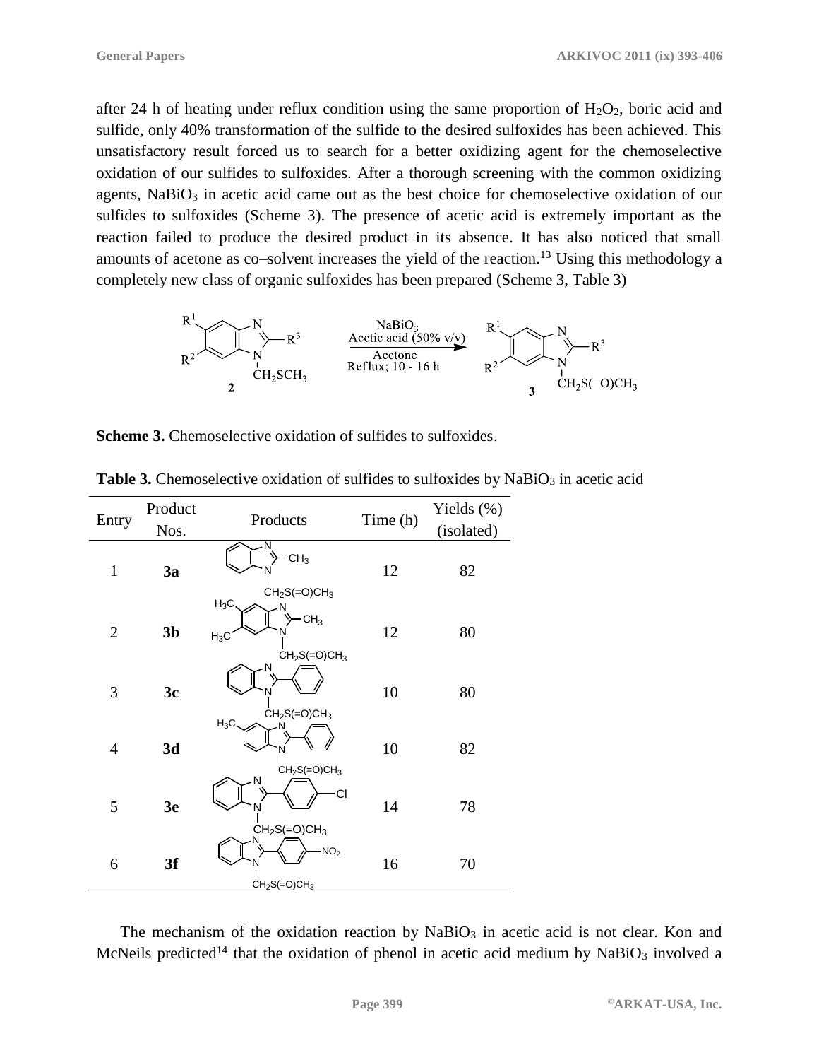after 24 h of heating under reflux condition using the same proportion of $H_2O_2$, boric acid and sulfide, only 40% transformation of the sulfide to the desired sulfoxides has been achieved. This unsatisfactory result forced us to search for a better oxidizing agent for the chemoselective oxidation of our sulfides to sulfoxides. After a thorough screening with the common oxidizing agents, $NaBiO_3$ in acetic acid came out as the best choice for chemoselective oxidation of our sulfides to sulfoxides (Scheme 3). The presence of acetic acid is extremely important as the reaction failed to produce the desired product in its absence. It has also noticed that small amounts of acetone as co–solvent increases the yield of the reaction.[13] Using this methodology a completely new class of organic sulfoxides has been prepared (Scheme 3, Table 3)

**Scheme 3.** Chemoselective oxidation of sulfides to sulfoxides.

**Table 3.** Chemoselective oxidation of sulfides to sulfoxides by $NaBiO_3$ in acetic acid

| Entry | Product Nos. | Products | Time (h) | Yields (%) (isolated) |
|---|---|---|---|---|
| 1 | **3a** | | 12 | 82 |
| 2 | **3b** | | 12 | 80 |
| 3 | **3c** | | 10 | 80 |
| 4 | **3d** | | 10 | 82 |
| 5 | **3e** | | 14 | 78 |
| 6 | **3f** | | 16 | 70 |

The mechanism of the oxidation reaction by $NaBiO_3$ in acetic acid is not clear. Kon and McNeils predicted[14] that the oxidation of phenol in acetic acid medium by $NaBiO_3$ involved a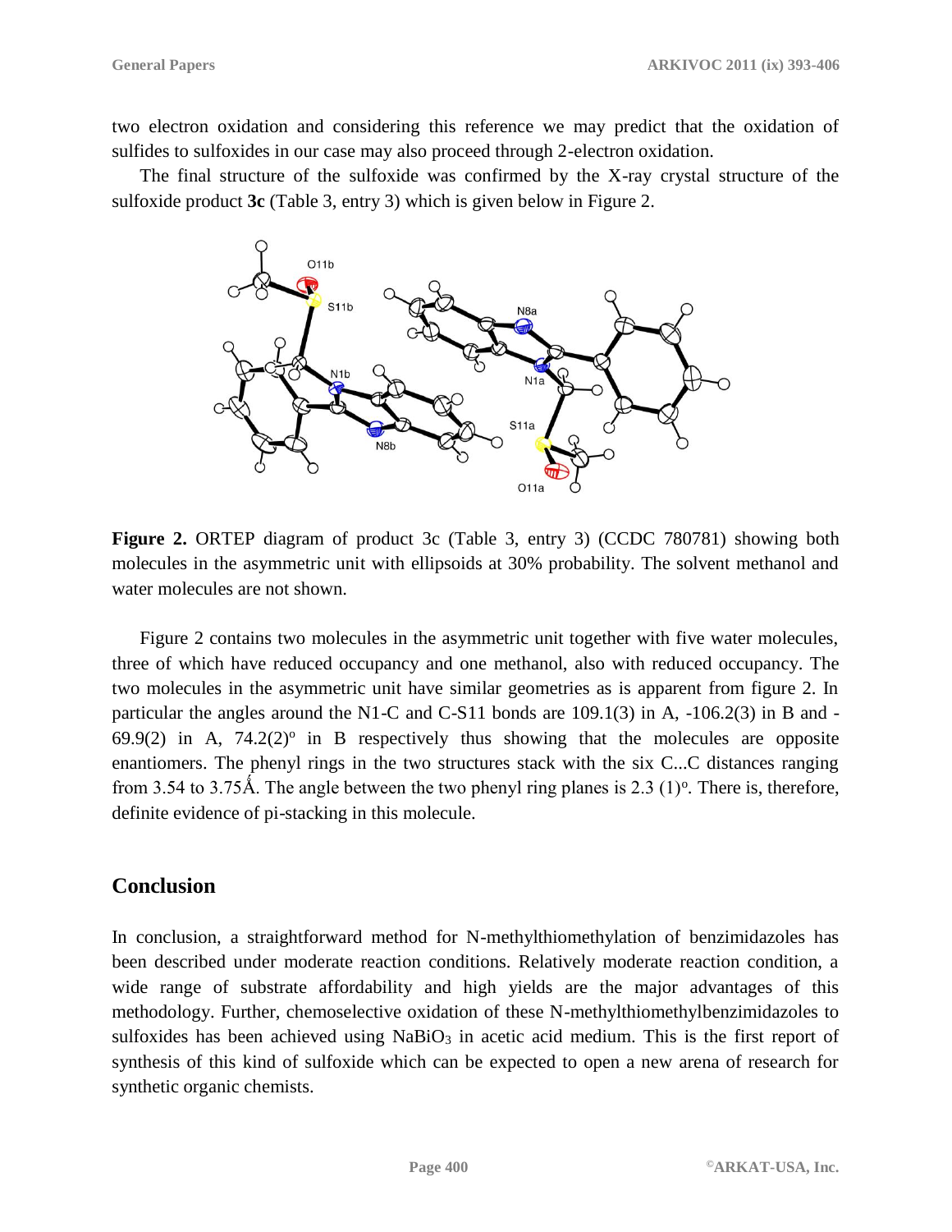two electron oxidation and considering this reference we may predict that the oxidation of sulfides to sulfoxides in our case may also proceed through 2-electron oxidation.

The final structure of the sulfoxide was confirmed by the X-ray crystal structure of the sulfoxide product **3c** (Table 3, entry 3) which is given below in Figure 2.

**Figure 2.** ORTEP diagram of product 3c (Table 3, entry 3) (CCDC 780781) showing both molecules in the asymmetric unit with ellipsoids at 30% probability. The solvent methanol and water molecules are not shown.

Figure 2 contains two molecules in the asymmetric unit together with five water molecules, three of which have reduced occupancy and one methanol, also with reduced occupancy. The two molecules in the asymmetric unit have similar geometries as is apparent from figure 2. In particular the angles around the N1-C and C-S11 bonds are 109.1(3) in A, -106.2(3) in B and -69.9(2) in A, 74.2(2)$^{o}$ in B respectively thus showing that the molecules are opposite enantiomers. The phenyl rings in the two structures stack with the six C...C distances ranging from 3.54 to 3.75Å. The angle between the two phenyl ring planes is 2.3 (1)$^{o}$. There is, therefore, definite evidence of pi-stacking in this molecule.

## Conclusion

In conclusion, a straightforward method for N-methylthiomethylation of benzimidazoles has been described under moderate reaction conditions. Relatively moderate reaction condition, a wide range of substrate affordability and high yields are the major advantages of this methodology. Further, chemoselective oxidation of these N-methylthiomethylbenzimidazoles to sulfoxides has been achieved using $NaBiO_3$ in acetic acid medium. This is the first report of synthesis of this kind of sulfoxide which can be expected to open a new arena of research for synthetic organic chemists.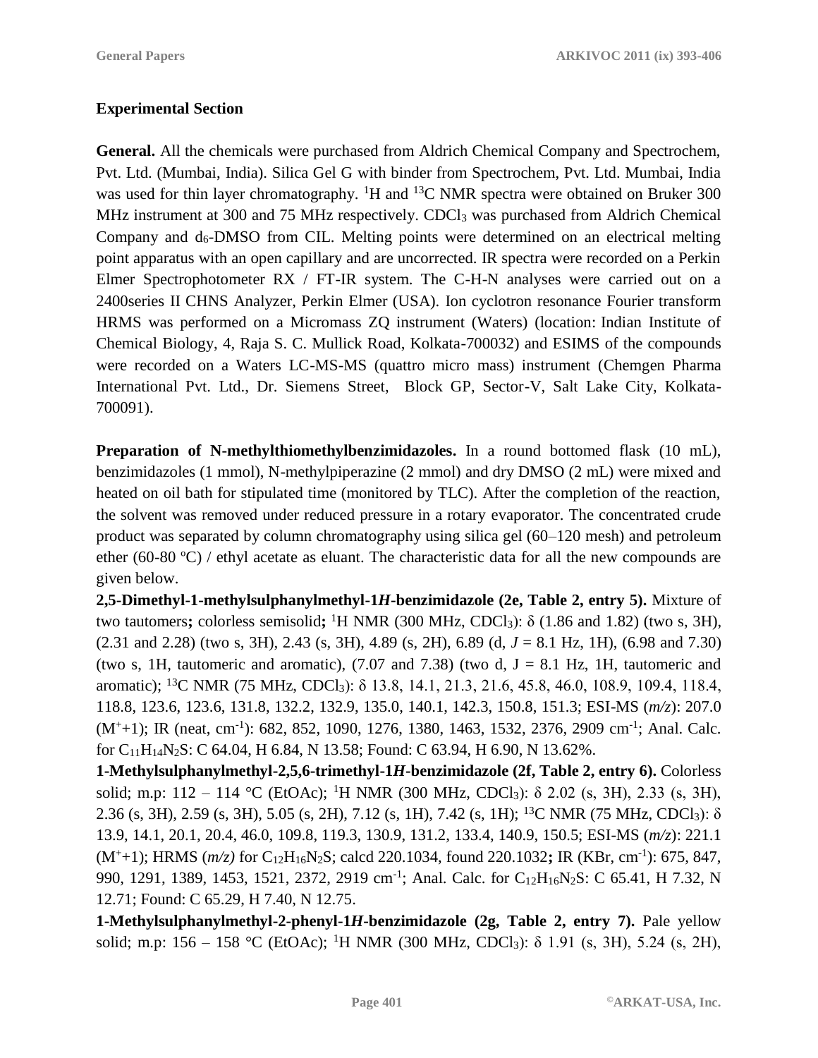## Experimental Section

**General.** All the chemicals were purchased from Aldrich Chemical Company and Spectrochem, Pvt. Ltd. (Mumbai, India). Silica Gel G with binder from Spectrochem, Pvt. Ltd. Mumbai, India was used for thin layer chromatography. $^1$H and $^{13}$C NMR spectra were obtained on Bruker 300 MHz instrument at 300 and 75 MHz respectively. $CDCl_3$ was purchased from Aldrich Chemical Company and $d_6$-DMSO from CIL. Melting points were determined on an electrical melting point apparatus with an open capillary and are uncorrected. IR spectra were recorded on a Perkin Elmer Spectrophotometer RX / FT-IR system. The C-H-N analyses were carried out on a 2400series II CHNS Analyzer, Perkin Elmer (USA). Ion cyclotron resonance Fourier transform HRMS was performed on a Micromass ZQ instrument (Waters) (location: Indian Institute of Chemical Biology, 4, Raja S. C. Mullick Road, Kolkata-700032) and ESIMS of the compounds were recorded on a Waters LC-MS-MS (quattro micro mass) instrument (Chemgen Pharma International Pvt. Ltd., Dr. Siemens Street, Block GP, Sector-V, Salt Lake City, Kolkata-700091).

**Preparation of N-methylthiomethylbenzimidazoles.** In a round bottomed flask (10 mL), benzimidazoles (1 mmol), N-methylpiperazine (2 mmol) and dry DMSO (2 mL) were mixed and heated on oil bath for stipulated time (monitored by TLC). After the completion of the reaction, the solvent was removed under reduced pressure in a rotary evaporator. The concentrated crude product was separated by column chromatography using silica gel (60–120 mesh) and petroleum ether (60-80 ºC) / ethyl acetate as eluant. The characteristic data for all the new compounds are given below.

**2,5-Dimethyl-1-methylsulphanylmethyl-1*H*-benzimidazole (2e, Table 2, entry 5).** Mixture of two tautomers**;** colorless semisolid**;** $^1$H NMR (300 MHz, $CDCl_3$): δ (1.86 and 1.82) (two s, 3H), (2.31 and 2.28) (two s, 3H), 2.43 (s, 3H), 4.89 (s, 2H), 6.89 (d, *J* = 8.1 Hz, 1H), (6.98 and 7.30) (two s, 1H, tautomeric and aromatic), (7.07 and 7.38) (two d, J = 8.1 Hz, 1H, tautomeric and aromatic); $^{13}$C NMR (75 MHz, $CDCl_3$): δ 13.8, 14.1, 21.3, 21.6, 45.8, 46.0, 108.9, 109.4, 118.4, 118.8, 123.6, 123.6, 131.8, 132.2, 132.9, 135.0, 140.1, 142.3, 150.8, 151.3; ESI-MS (*m/z*): 207.0 ($M^+$+1); IR (neat, cm$^{-1}$): 682, 852, 1090, 1276, 1380, 1463, 1532, 2376, 2909 cm$^{-1}$; Anal. Calc. for $C_{11}H_{14}N_2S$: C 64.04, H 6.84, N 13.58; Found: C 63.94, H 6.90, N 13.62%.

**1-Methylsulphanylmethyl-2,5,6-trimethyl-1*H*-benzimidazole (2f, Table 2, entry 6).** Colorless solid; m.p: 112 – 114 °C (EtOAc); $^1$H NMR (300 MHz, $CDCl_3$): δ 2.02 (s, 3H), 2.33 (s, 3H), 2.36 (s, 3H), 2.59 (s, 3H), 5.05 (s, 2H), 7.12 (s, 1H), 7.42 (s, 1H); $^{13}$C NMR (75 MHz, $CDCl_3$): δ 13.9, 14.1, 20.1, 20.4, 46.0, 109.8, 119.3, 130.9, 131.2, 133.4, 140.9, 150.5; ESI-MS (*m/z*): 221.1 ($M^+$+1); HRMS (*m/z)* for $C_{12}H_{16}N_2S$; calcd 220.1034, found 220.1032**;** IR (KBr, cm$^{-1}$): 675, 847, 990, 1291, 1389, 1453, 1521, 2372, 2919 cm$^{-1}$; Anal. Calc. for $C_{12}H_{16}N_2S$: C 65.41, H 7.32, N 12.71; Found: C 65.29, H 7.40, N 12.75.

**1-Methylsulphanylmethyl-2-phenyl-1*H*-benzimidazole (2g, Table 2, entry 7).** Pale yellow solid; m.p: 156 – 158 °C (EtOAc); $^1$H NMR (300 MHz, $CDCl_3$): δ 1.91 (s, 3H), 5.24 (s, 2H),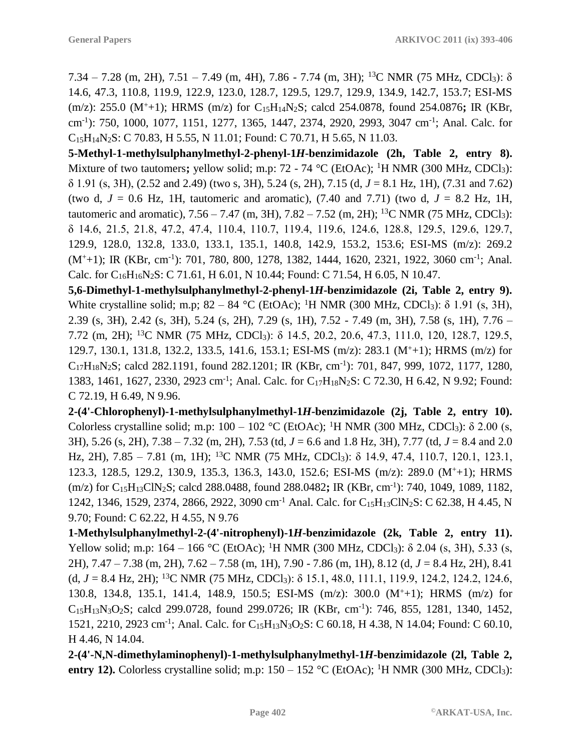7.34 – 7.28 (m, 2H), 7.51 – 7.49 (m, 4H), 7.86 - 7.74 (m, 3H); $^{13}$C NMR (75 MHz, $CDCl_3$): δ 14.6, 47.3, 110.8, 119.9, 122.9, 123.0, 128.7, 129.5, 129.7, 129.9, 134.9, 142.7, 153.7; ESI-MS (m/z): 255.0 ($M^+$+1); HRMS (m/z) for $C_{15}H_{14}N_2S$; calcd 254.0878, found 254.0876**;** IR (KBr, $cm^{-1}$): 750, 1000, 1077, 1151, 1277, 1365, 1447, 2374, 2920, 2993, 3047 $cm^{-1}$; Anal. Calc. for $C_{15}H_{14}N_2S$: C 70.83, H 5.55, N 11.01; Found: C 70.71, H 5.65, N 11.03.

**5-Methyl-1-methylsulphanylmethyl-2-phenyl-1*H*-benzimidazole (2h, Table 2, entry 8).** Mixture of two tautomers**;** yellow solid; m.p: 72 - 74 °C (EtOAc); $^1$H NMR (300 MHz, $CDCl_3$): δ 1.91 (s, 3H), (2.52 and 2.49) (two s, 3H), 5.24 (s, 2H), 7.15 (d, *J* = 8.1 Hz, 1H), (7.31 and 7.62) (two d, *J* = 0.6 Hz, 1H, tautomeric and aromatic), (7.40 and 7.71) (two d, *J* = 8.2 Hz, 1H, tautomeric and aromatic), 7.56 – 7.47 (m, 3H), 7.82 – 7.52 (m, 2H); $^{13}$C NMR (75 MHz, $CDCl_3$): δ 14.6, 21.5, 21.8, 47.2, 47.4, 110.4, 110.7, 119.4, 119.6, 124.6, 128.8, 129.5, 129.6, 129.7, 129.9, 128.0, 132.8, 133.0, 133.1, 135.1, 140.8, 142.9, 153.2, 153.6; ESI-MS (m/z): 269.2 ($M^+$+1); IR (KBr, $cm^{-1}$): 701, 780, 800, 1278, 1382, 1444, 1620, 2321, 1922, 3060 $cm^{-1}$; Anal. Calc. for $C_{16}H_{16}N_2S$: C 71.61, H 6.01, N 10.44; Found: C 71.54, H 6.05, N 10.47.

**5,6-Dimethyl-1-methylsulphanylmethyl-2-phenyl-1*H*-benzimidazole (2i, Table 2, entry 9).** White crystalline solid; m.p; 82 – 84 °C (EtOAc); $^1$H NMR (300 MHz, $CDCl_3$): δ 1.91 (s, 3H), 2.39 (s, 3H), 2.42 (s, 3H), 5.24 (s, 2H), 7.29 (s, 1H), 7.52 - 7.49 (m, 3H), 7.58 (s, 1H), 7.76 – 7.72 (m, 2H); $^{13}$C NMR (75 MHz, $CDCl_3$): δ 14.5, 20.2, 20.6, 47.3, 111.0, 120, 128.7, 129.5, 129.7, 130.1, 131.8, 132.2, 133.5, 141.6, 153.1; ESI-MS (m/z): 283.1 ($M^+$+1); HRMS (m/z) for $C_{17}H_{18}N_2S$; calcd 282.1191, found 282.1201; IR (KBr, $cm^{-1}$): 701, 847, 999, 1072, 1177, 1280, 1383, 1461, 1627, 2330, 2923 $cm^{-1}$; Anal. Calc. for $C_{17}H_{18}N_2S$: C 72.30, H 6.42, N 9.92; Found: C 72.19, H 6.49, N 9.96.

**2-(4'-Chlorophenyl)-1-methylsulphanylmethyl-1*H*-benzimidazole (2j, Table 2, entry 10).** Colorless crystalline solid; m.p: 100 – 102 °C (EtOAc); $^1$H NMR (300 MHz, $CDCl_3$): δ 2.00 (s, 3H), 5.26 (s, 2H), 7.38 – 7.32 (m, 2H), 7.53 (td, *J* = 6.6 and 1.8 Hz, 3H), 7.77 (td, *J* = 8.4 and 2.0 Hz, 2H), 7.85 – 7.81 (m, 1H); $^{13}$C NMR (75 MHz, $CDCl_3$): δ 14.9, 47.4, 110.7, 120.1, 123.1, 123.3, 128.5, 129.2, 130.9, 135.3, 136.3, 143.0, 152.6; ESI-MS (m/z): 289.0 ($M^+$+1); HRMS (m/z) for $C_{15}H_{13}ClN_2S$; calcd 288.0488, found 288.0482**;** IR (KBr, $cm^{-1}$): 740, 1049, 1089, 1182, 1242, 1346, 1529, 2374, 2866, 2922, 3090 $cm^{-1}$ Anal. Calc. for $C_{15}H_{13}ClN_2S$: C 62.38, H 4.45, N 9.70; Found: C 62.22, H 4.55, N 9.76

**1-Methylsulphanylmethyl-2-(4'-nitrophenyl)-1*H*-benzimidazole (2k, Table 2, entry 11).** Yellow solid; m.p: 164 – 166 °C (EtOAc); $^1$H NMR (300 MHz, $CDCl_3$): δ 2.04 (s, 3H), 5.33 (s, 2H), 7.47 – 7.38 (m, 2H), 7.62 – 7.58 (m, 1H), 7.90 - 7.86 (m, 1H), 8.12 (d, *J* = 8.4 Hz, 2H), 8.41 (d, *J* = 8.4 Hz, 2H); $^{13}$C NMR (75 MHz, $CDCl_3$): δ 15.1, 48.0, 111.1, 119.9, 124.2, 124.2, 124.6, 130.8, 134.8, 135.1, 141.4, 148.9, 150.5; ESI-MS (m/z): 300.0 ($M^+$+1); HRMS (m/z) for $C_{15}H_{13}N_3O_2S$; calcd 299.0728, found 299.0726; IR (KBr, $cm^{-1}$): 746, 855, 1281, 1340, 1452, 1521, 2210, 2923 $cm^{-1}$; Anal. Calc. for $C_{15}H_{13}N_3O_2S$: C 60.18, H 4.38, N 14.04; Found: C 60.10, H 4.46, N 14.04.

**2-(4'-N,N-dimethylaminophenyl)-1-methylsulphanylmethyl-1*H*-benzimidazole (2l, Table 2, entry 12).** Colorless crystalline solid; m.p: 150 – 152 °C (EtOAc); $^1$H NMR (300 MHz, $CDCl_3$):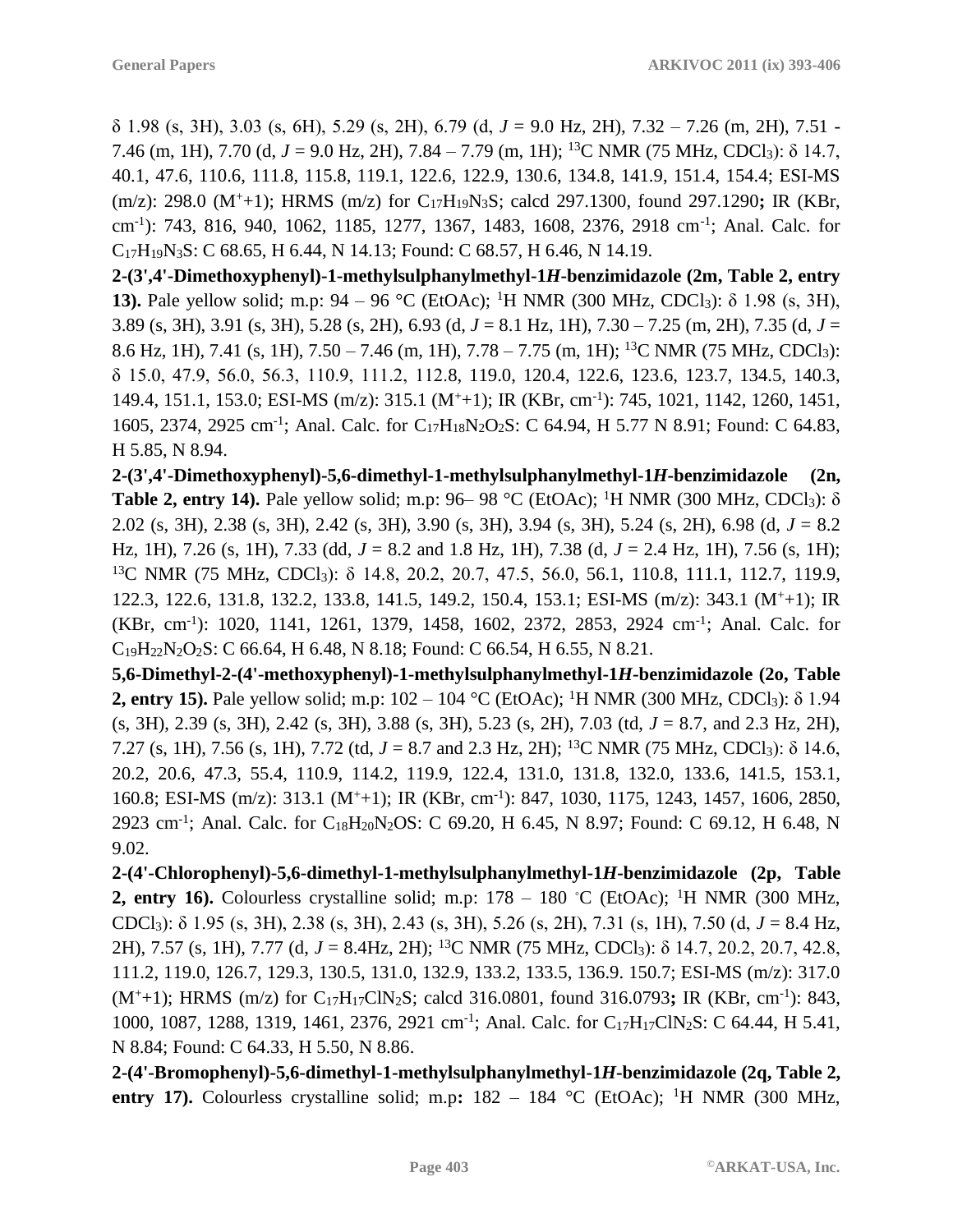δ 1.98 (s, 3H), 3.03 (s, 6H), 5.29 (s, 2H), 6.79 (d, *J* = 9.0 Hz, 2H), 7.32 – 7.26 (m, 2H), 7.51 - 7.46 (m, 1H), 7.70 (d, *J* = 9.0 Hz, 2H), 7.84 – 7.79 (m, 1H); $^{13}$C NMR (75 MHz, $CDCl_3$): δ 14.7, 40.1, 47.6, 110.6, 111.8, 115.8, 119.1, 122.6, 122.9, 130.6, 134.8, 141.9, 151.4, 154.4; ESI-MS (m/z): 298.0 ($M^+$+1); HRMS (m/z) for $C_{17}H_{19}N_3S$; calcd 297.1300, found 297.1290**;** IR (KBr, cm$^{-1}$): 743, 816, 940, 1062, 1185, 1277, 1367, 1483, 1608, 2376, 2918 cm$^{-1}$; Anal. Calc. for $C_{17}H_{19}N_3S$: C 68.65, H 6.44, N 14.13; Found: C 68.57, H 6.46, N 14.19.

**2-(3',4'-Dimethoxyphenyl)-1-methylsulphanylmethyl-1*H*-benzimidazole (2m, Table 2, entry 13).** Pale yellow solid; m.p: 94 – 96 °C (EtOAc); $^1$H NMR (300 MHz, $CDCl_3$): δ 1.98 (s, 3H), 3.89 (s, 3H), 3.91 (s, 3H), 5.28 (s, 2H), 6.93 (d, *J* = 8.1 Hz, 1H), 7.30 – 7.25 (m, 2H), 7.35 (d, *J* = 8.6 Hz, 1H), 7.41 (s, 1H), 7.50 – 7.46 (m, 1H), 7.78 – 7.75 (m, 1H); $^{13}$C NMR (75 MHz, $CDCl_3$): δ 15.0, 47.9, 56.0, 56.3, 110.9, 111.2, 112.8, 119.0, 120.4, 122.6, 123.6, 123.7, 134.5, 140.3, 149.4, 151.1, 153.0; ESI-MS (m/z): 315.1 ($M^+$+1); IR (KBr, cm$^{-1}$): 745, 1021, 1142, 1260, 1451, 1605, 2374, 2925 cm$^{-1}$; Anal. Calc. for $C_{17}H_{18}N_2O_2S$: C 64.94, H 5.77 N 8.91; Found: C 64.83, H 5.85, N 8.94.

**2-(3',4'-Dimethoxyphenyl)-5,6-dimethyl-1-methylsulphanylmethyl-1*H*-benzimidazole (2n, Table 2, entry 14).** Pale yellow solid; m.p: 96– 98 °C (EtOAc); $^1$H NMR (300 MHz, $CDCl_3$): δ 2.02 (s, 3H), 2.38 (s, 3H), 2.42 (s, 3H), 3.90 (s, 3H), 3.94 (s, 3H), 5.24 (s, 2H), 6.98 (d, *J* = 8.2 Hz, 1H), 7.26 (s, 1H), 7.33 (dd, *J* = 8.2 and 1.8 Hz, 1H), 7.38 (d, *J* = 2.4 Hz, 1H), 7.56 (s, 1H); $^{13}$C NMR (75 MHz, $CDCl_3$): δ 14.8, 20.2, 20.7, 47.5, 56.0, 56.1, 110.8, 111.1, 112.7, 119.9, 122.3, 122.6, 131.8, 132.2, 133.8, 141.5, 149.2, 150.4, 153.1; ESI-MS (m/z): 343.1 ($M^+$+1); IR (KBr, cm$^{-1}$): 1020, 1141, 1261, 1379, 1458, 1602, 2372, 2853, 2924 cm$^{-1}$; Anal. Calc. for $C_{19}H_{22}N_2O_2S$: C 66.64, H 6.48, N 8.18; Found: C 66.54, H 6.55, N 8.21.

**5,6-Dimethyl-2-(4'-methoxyphenyl)-1-methylsulphanylmethyl-1*H*-benzimidazole (2o, Table 2, entry 15).** Pale yellow solid; m.p: 102 – 104 °C (EtOAc); $^1$H NMR (300 MHz, $CDCl_3$): δ 1.94 (s, 3H), 2.39 (s, 3H), 2.42 (s, 3H), 3.88 (s, 3H), 5.23 (s, 2H), 7.03 (td, *J* = 8.7, and 2.3 Hz, 2H), 7.27 (s, 1H), 7.56 (s, 1H), 7.72 (td, *J* = 8.7 and 2.3 Hz, 2H); $^{13}$C NMR (75 MHz, $CDCl_3$): δ 14.6, 20.2, 20.6, 47.3, 55.4, 110.9, 114.2, 119.9, 122.4, 131.0, 131.8, 132.0, 133.6, 141.5, 153.1, 160.8; ESI-MS (m/z): 313.1 ($M^+$+1); IR (KBr, cm$^{-1}$): 847, 1030, 1175, 1243, 1457, 1606, 2850, 2923 cm$^{-1}$; Anal. Calc. for $C_{18}H_{20}N_2OS$: C 69.20, H 6.45, N 8.97; Found: C 69.12, H 6.48, N 9.02.

**2-(4'-Chlorophenyl)-5,6-dimethyl-1-methylsulphanylmethyl-1*H*-benzimidazole (2p, Table 2, entry 16).** Colourless crystalline solid; m.p: 178 – 180 °C (EtOAc); $^1$H NMR (300 MHz, $CDCl_3$): δ 1.95 (s, 3H), 2.38 (s, 3H), 2.43 (s, 3H), 5.26 (s, 2H), 7.31 (s, 1H), 7.50 (d, *J* = 8.4 Hz, 2H), 7.57 (s, 1H), 7.77 (d, *J* = 8.4Hz, 2H); $^{13}$C NMR (75 MHz, $CDCl_3$): δ 14.7, 20.2, 20.7, 42.8, 111.2, 119.0, 126.7, 129.3, 130.5, 131.0, 132.9, 133.2, 133.5, 136.9. 150.7; ESI-MS (m/z): 317.0 ($M^+$+1); HRMS (m/z) for $C_{17}H_{17}ClN_2S$; calcd 316.0801, found 316.0793**;** IR (KBr, cm$^{-1}$): 843, 1000, 1087, 1288, 1319, 1461, 2376, 2921 cm$^{-1}$; Anal. Calc. for $C_{17}H_{17}ClN_2S$: C 64.44, H 5.41, N 8.84; Found: C 64.33, H 5.50, N 8.86.

**2-(4'-Bromophenyl)-5,6-dimethyl-1-methylsulphanylmethyl-1*H*-benzimidazole (2q, Table 2, entry 17).** Colourless crystalline solid; m.p**:** 182 – 184 °C (EtOAc); $^1$H NMR (300 MHz,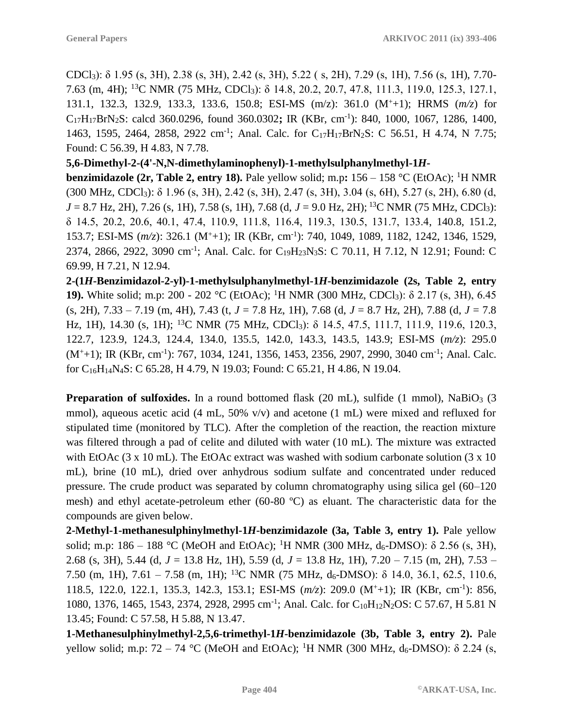$CDCl_3$): δ 1.95 (s, 3H), 2.38 (s, 3H), 2.42 (s, 3H), 5.22 ( s, 2H), 7.29 (s, 1H), 7.56 (s, 1H), 7.70-7.63 (m, 4H); $^{13}$C NMR (75 MHz, $CDCl_3$): δ 14.8, 20.2, 20.7, 47.8, 111.3, 119.0, 125.3, 127.1, 131.1, 132.3, 132.9, 133.3, 133.6, 150.8; ESI-MS (m/z): 361.0 ($M^+$+1); HRMS (*m/z*) for $C_{17}H_{17}BrN_2S$: calcd 360.0296, found 360.0302**;** IR (KBr, cm$^{-1}$): 840, 1000, 1067, 1286, 1400, 1463, 1595, 2464, 2858, 2922 cm$^{-1}$; Anal. Calc. for $C_{17}H_{17}BrN_2S$: C 56.51, H 4.74, N 7.75; Found: C 56.39, H 4.83, N 7.78.

**5,6-Dimethyl-2-(4'-N,N-dimethylaminophenyl)-1-methylsulphanylmethyl-1*H*-benzimidazole (2r, Table 2, entry 18).** Pale yellow solid; m.p**:** 156 – 158 °C (EtOAc); $^1$H NMR (300 MHz, $CDCl_3$): δ 1.96 (s, 3H), 2.42 (s, 3H), 2.47 (s, 3H), 3.04 (s, 6H), 5.27 (s, 2H), 6.80 (d, *J* = 8.7 Hz, 2H), 7.26 (s, 1H), 7.58 (s, 1H), 7.68 (d, *J* = 9.0 Hz, 2H); $^{13}$C NMR (75 MHz, $CDCl_3$): δ 14.5, 20.2, 20.6, 40.1, 47.4, 110.9, 111.8, 116.4, 119.3, 130.5, 131.7, 133.4, 140.8, 151.2, 153.7; ESI-MS (*m/z*): 326.1 ($M^+$+1); IR (KBr, cm$^{-1}$): 740, 1049, 1089, 1182, 1242, 1346, 1529, 2374, 2866, 2922, 3090 cm$^{-1}$; Anal. Calc. for $C_{19}H_{23}N_3S$: C 70.11, H 7.12, N 12.91; Found: C 69.99, H 7.21, N 12.94.

**2-(1*H*-Benzimidazol-2-yl)-1-methylsulphanylmethyl-1*H*-benzimidazole (2s, Table 2, entry 19).** White solid; m.p: 200 - 202 °C (EtOAc); $^1$H NMR (300 MHz, $CDCl_3$): δ 2.17 (s, 3H), 6.45 (s, 2H), 7.33 – 7.19 (m, 4H), 7.43 (t, *J* = 7.8 Hz, 1H), 7.68 (d, *J* = 8.7 Hz, 2H), 7.88 (d, *J* = 7.8 Hz, 1H), 14.30 (s, 1H); $^{13}$C NMR (75 MHz, $CDCl_3$): δ 14.5, 47.5, 111.7, 111.9, 119.6, 120.3, 122.7, 123.9, 124.3, 124.4, 134.0, 135.5, 142.0, 143.3, 143.5, 143.9; ESI-MS (*m/z*): 295.0 ($M^+$+1); IR (KBr, cm$^{-1}$): 767, 1034, 1241, 1356, 1453, 2356, 2907, 2990, 3040 cm$^{-1}$; Anal. Calc. for $C_{16}H_{14}N_4S$: C 65.28, H 4.79, N 19.03; Found: C 65.21, H 4.86, N 19.04.

**Preparation of sulfoxides.** In a round bottomed flask (20 mL), sulfide (1 mmol), $NaBiO_3$ (3 mmol), aqueous acetic acid (4 mL, 50% v/v) and acetone (1 mL) were mixed and refluxed for stipulated time (monitored by TLC). After the completion of the reaction, the reaction mixture was filtered through a pad of celite and diluted with water (10 mL). The mixture was extracted with EtOAc (3 x 10 mL). The EtOAc extract was washed with sodium carbonate solution (3 x 10 mL), brine (10 mL), dried over anhydrous sodium sulfate and concentrated under reduced pressure. The crude product was separated by column chromatography using silica gel (60–120 mesh) and ethyl acetate-petroleum ether (60-80 ºC) as eluant. The characteristic data for the compounds are given below.

**2-Methyl-1-methanesulphinylmethyl-1*H*-benzimidazole (3a, Table 3, entry 1).** Pale yellow solid; m.p: 186 – 188 °C (MeOH and EtOAc); $^1$H NMR (300 MHz, $d_6$-DMSO): δ 2.56 (s, 3H), 2.68 (s, 3H), 5.44 (d, *J* = 13.8 Hz, 1H), 5.59 (d, *J* = 13.8 Hz, 1H), 7.20 – 7.15 (m, 2H), 7.53 – 7.50 (m, 1H), 7.61 – 7.58 (m, 1H); $^{13}$C NMR (75 MHz, $d_6$-DMSO): δ 14.0, 36.1, 62.5, 110.6, 118.5, 122.0, 122.1, 135.3, 142.3, 153.1; ESI-MS (*m/z*): 209.0 ($M^+$+1); IR (KBr, cm$^{-1}$): 856, 1080, 1376, 1465, 1543, 2374, 2928, 2995 cm$^{-1}$; Anal. Calc. for $C_{10}H_{12}N_2OS$: C 57.67, H 5.81 N 13.45; Found: C 57.58, H 5.88, N 13.47.

**1-Methanesulphinylmethyl-2,5,6-trimethyl-1*H*-benzimidazole (3b, Table 3, entry 2).** Pale yellow solid; m.p: 72 – 74 °C (MeOH and EtOAc); $^1$H NMR (300 MHz, $d_6$-DMSO): δ 2.24 (s,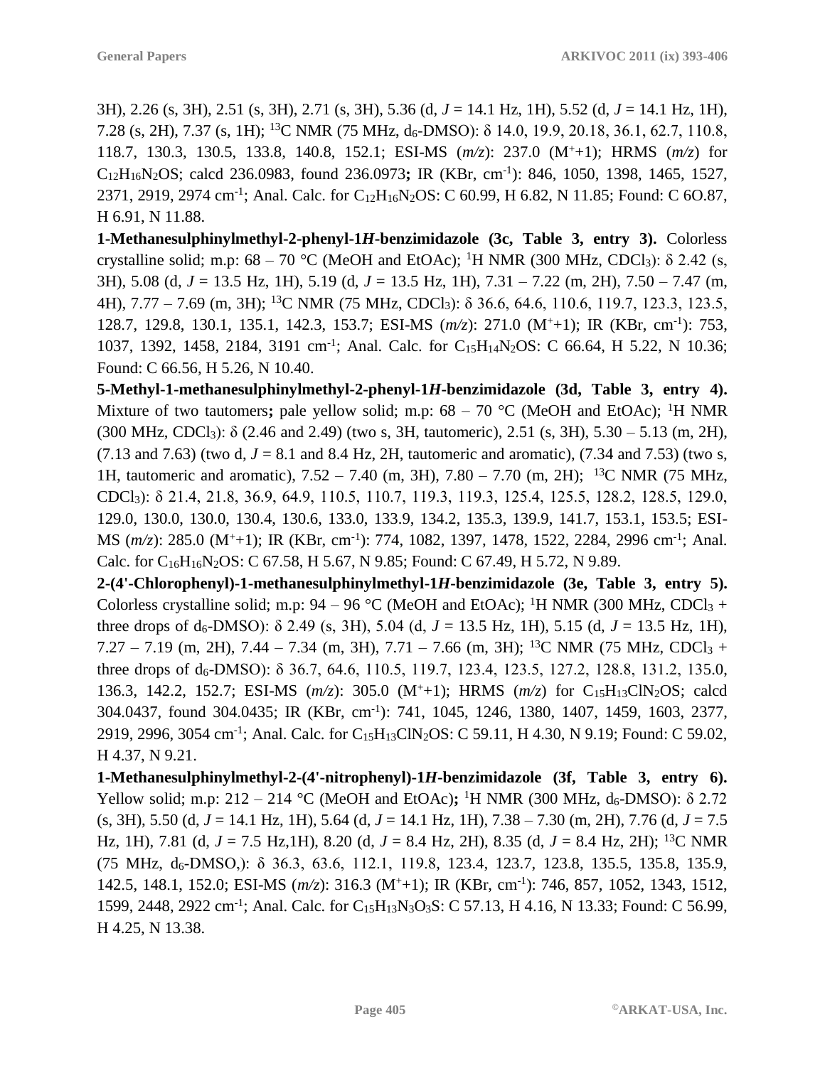3H), 2.26 (s, 3H), 2.51 (s, 3H), 2.71 (s, 3H), 5.36 (d, $J$ = 14.1 Hz, 1H), 5.52 (d, $J$ = 14.1 Hz, 1H), 7.28 (s, 2H), 7.37 (s, 1H); $^{13}$C NMR (75 MHz, d$_6$-DMSO): δ 14.0, 19.9, 20.18, 36.1, 62.7, 110.8, 118.7, 130.3, 130.5, 133.8, 140.8, 152.1; ESI-MS (*m/z*): 237.0 (M$^+$+1); HRMS (*m/z*) for $C_{12}H_{16}N_2OS$; calcd 236.0983, found 236.0973**;** IR (KBr, cm$^{-1}$): 846, 1050, 1398, 1465, 1527, 2371, 2919, 2974 cm$^{-1}$; Anal. Calc. for $C_{12}H_{16}N_2OS$: C 60.99, H 6.82, N 11.85; Found: C 6O.87, H 6.91, N 11.88.

**1-Methanesulphinylmethyl-2-phenyl-1*H*-benzimidazole (3c, Table 3, entry 3).** Colorless crystalline solid; m.p: 68 – 70 °C (MeOH and EtOAc); $^1$H NMR (300 MHz, CDCl$_3$): δ 2.42 (s, 3H), 5.08 (d, $J$ = 13.5 Hz, 1H), 5.19 (d, $J$ = 13.5 Hz, 1H), 7.31 – 7.22 (m, 2H), 7.50 – 7.47 (m, 4H), 7.77 – 7.69 (m, 3H); $^{13}$C NMR (75 MHz, CDCl$_3$): δ 36.6, 64.6, 110.6, 119.7, 123.3, 123.5, 128.7, 129.8, 130.1, 135.1, 142.3, 153.7; ESI-MS (*m/z*): 271.0 (M$^+$+1); IR (KBr, cm$^{-1}$): 753, 1037, 1392, 1458, 2184, 3191 cm$^{-1}$; Anal. Calc. for $C_{15}H_{14}N_2OS$: C 66.64, H 5.22, N 10.36; Found: C 66.56, H 5.26, N 10.40.

**5-Methyl-1-methanesulphinylmethyl-2-phenyl-1*H*-benzimidazole (3d, Table 3, entry 4).** Mixture of two tautomers**;** pale yellow solid; m.p: 68 – 70 °C (MeOH and EtOAc); $^1$H NMR (300 MHz, CDCl$_3$): δ (2.46 and 2.49) (two s, 3H, tautomeric), 2.51 (s, 3H), 5.30 – 5.13 (m, 2H), (7.13 and 7.63) (two d, $J$ = 8.1 and 8.4 Hz, 2H, tautomeric and aromatic), (7.34 and 7.53) (two s, 1H, tautomeric and aromatic), 7.52 – 7.40 (m, 3H), 7.80 – 7.70 (m, 2H); $^{13}$C NMR (75 MHz, CDCl$_3$): δ 21.4, 21.8, 36.9, 64.9, 110.5, 110.7, 119.3, 119.3, 125.4, 125.5, 128.2, 128.5, 129.0, 129.0, 130.0, 130.0, 130.4, 130.6, 133.0, 133.9, 134.2, 135.3, 139.9, 141.7, 153.1, 153.5; ESI-MS (*m/z*): 285.0 (M$^+$+1); IR (KBr, cm$^{-1}$): 774, 1082, 1397, 1478, 1522, 2284, 2996 cm$^{-1}$; Anal. Calc. for $C_{16}H_{16}N_2OS$: C 67.58, H 5.67, N 9.85; Found: C 67.49, H 5.72, N 9.89.

**2-(4'-Chlorophenyl)-1-methanesulphinylmethyl-1*H*-benzimidazole (3e, Table 3, entry 5).** Colorless crystalline solid; m.p: 94 – 96 °C (MeOH and EtOAc); $^1$H NMR (300 MHz, CDCl$_3$ + three drops of d$_6$-DMSO): δ 2.49 (s, 3H), 5.04 (d, $J$ = 13.5 Hz, 1H), 5.15 (d, $J$ = 13.5 Hz, 1H), 7.27 – 7.19 (m, 2H), 7.44 – 7.34 (m, 3H), 7.71 – 7.66 (m, 3H); $^{13}$C NMR (75 MHz, CDCl$_3$ + three drops of d$_6$-DMSO): δ 36.7, 64.6, 110.5, 119.7, 123.4, 123.5, 127.2, 128.8, 131.2, 135.0, 136.3, 142.2, 152.7; ESI-MS (*m/z*): 305.0 (M$^+$+1); HRMS (*m/z*) for $C_{15}H_{13}ClN_2OS$; calcd 304.0437, found 304.0435; IR (KBr, cm$^{-1}$): 741, 1045, 1246, 1380, 1407, 1459, 1603, 2377, 2919, 2996, 3054 cm$^{-1}$; Anal. Calc. for $C_{15}H_{13}ClN_2OS$: C 59.11, H 4.30, N 9.19; Found: C 59.02, H 4.37, N 9.21.

**1-Methanesulphinylmethyl-2-(4'-nitrophenyl)-1*H*-benzimidazole (3f, Table 3, entry 6).** Yellow solid; m.p: 212 – 214 °C (MeOH and EtOAc)**;** $^1$H NMR (300 MHz, d$_6$-DMSO): δ 2.72 (s, 3H), 5.50 (d, $J$ = 14.1 Hz, 1H), 5.64 (d, $J$ = 14.1 Hz, 1H), 7.38 – 7.30 (m, 2H), 7.76 (d, $J$ = 7.5 Hz, 1H), 7.81 (d, $J$ = 7.5 Hz,1H), 8.20 (d, $J$ = 8.4 Hz, 2H), 8.35 (d, $J$ = 8.4 Hz, 2H); $^{13}$C NMR (75 MHz, d$_6$-DMSO,): δ 36.3, 63.6, 112.1, 119.8, 123.4, 123.7, 123.8, 135.5, 135.8, 135.9, 142.5, 148.1, 152.0; ESI-MS (*m/z*): 316.3 (M$^+$+1); IR (KBr, cm$^{-1}$): 746, 857, 1052, 1343, 1512, 1599, 2448, 2922 cm$^{-1}$; Anal. Calc. for $C_{15}H_{13}N_3O_3S$: C 57.13, H 4.16, N 13.33; Found: C 56.99, H 4.25, N 13.38.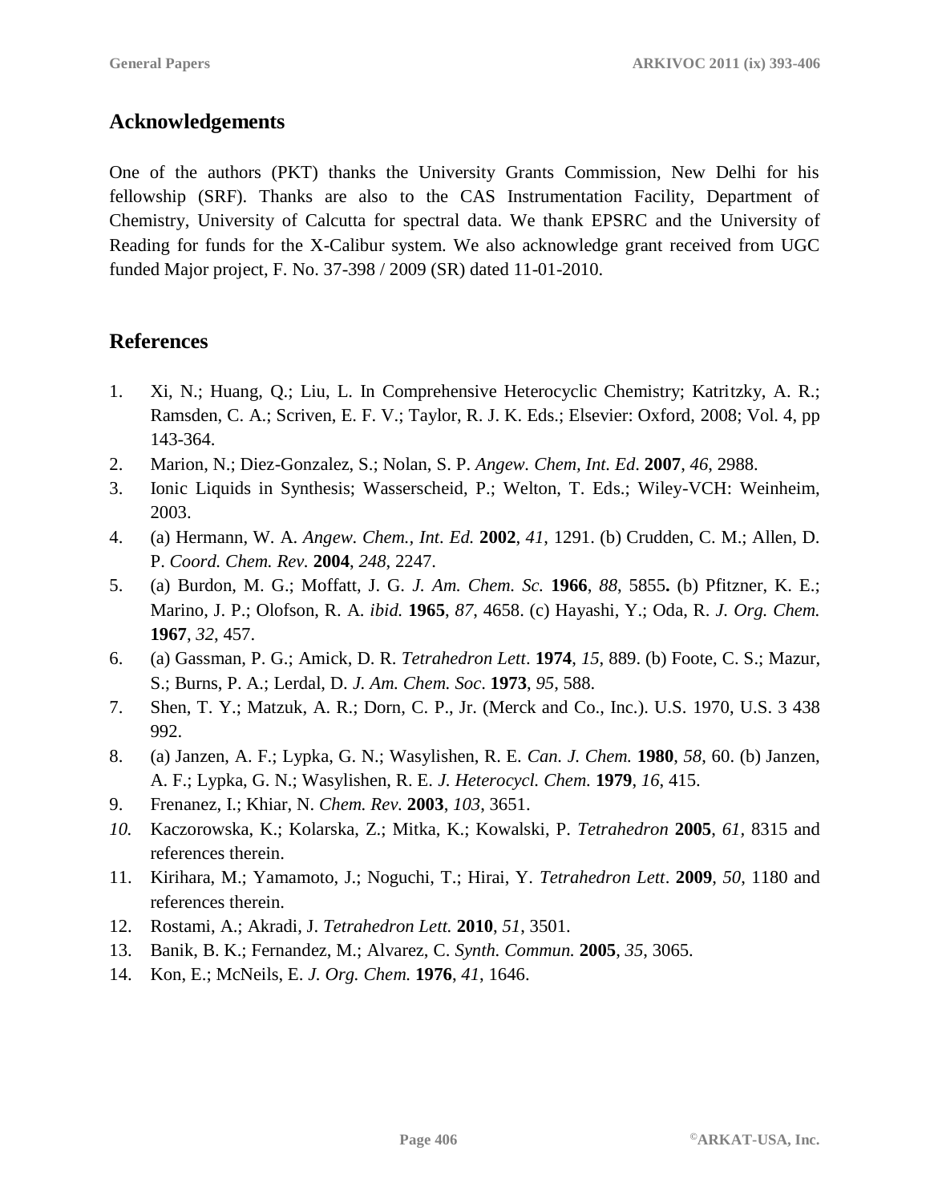## Acknowledgements

One of the authors (PKT) thanks the University Grants Commission, New Delhi for his fellowship (SRF). Thanks are also to the CAS Instrumentation Facility, Department of Chemistry, University of Calcutta for spectral data. We thank EPSRC and the University of Reading for funds for the X-Calibur system. We also acknowledge grant received from UGC funded Major project, F. No. 37-398 / 2009 (SR) dated 11-01-2010.

## References

1. Xi, N.; Huang, Q.; Liu, L. In Comprehensive Heterocyclic Chemistry; Katritzky, A. R.; Ramsden, C. A.; Scriven, E. F. V.; Taylor, R. J. K. Eds.; Elsevier: Oxford, 2008; Vol. 4, pp 143-364.
2. Marion, N.; Diez-Gonzalez, S.; Nolan, S. P. *Angew. Chem, Int. Ed*. **2007**, *46*, 2988.
3. Ionic Liquids in Synthesis; Wasserscheid, P.; Welton, T. Eds.; Wiley-VCH: Weinheim, 2003.
4. (a) Hermann, W. A. *Angew. Chem., Int. Ed.* **2002**, *41*, 1291. (b) Crudden, C. M.; Allen, D. P. *Coord. Chem. Rev.* **2004**, *248*, 2247.
5. (a) Burdon, M. G.; Moffatt, J. G. *J. Am. Chem. Sc.* **1966**, *88*, 5855**.** (b) Pfitzner, K. E.; Marino, J. P.; Olofson, R. A. *ibid.* **1965**, *87*, 4658. (c) Hayashi, Y.; Oda, R. *J. Org. Chem.* **1967**, *32*, 457.
6. (a) Gassman, P. G.; Amick, D. R. *Tetrahedron Lett*. **1974**, *15*, 889. (b) Foote, C. S.; Mazur, S.; Burns, P. A.; Lerdal, D. *J. Am. Chem. Soc*. **1973**, *95*, 588.
7. Shen, T. Y.; Matzuk, A. R.; Dorn, C. P., Jr. (Merck and Co., Inc.). U.S. 1970, U.S. 3 438 992.
8. (a) Janzen, A. F.; Lypka, G. N.; Wasylishen, R. E. *Can. J. Chem.* **1980**, *58*, 60. (b) Janzen, A. F.; Lypka, G. N.; Wasylishen, R. E. *J. Heterocycl. Chem.* **1979**, *16*, 415.
9. Frenanez, I.; Khiar, N. *Chem. Rev.* **2003**, *103*, 3651.
10. Kaczorowska, K.; Kolarska, Z.; Mitka, K.; Kowalski, P. *Tetrahedron* **2005**, *61*, 8315 and references therein.
11. Kirihara, M.; Yamamoto, J.; Noguchi, T.; Hirai, Y. *Tetrahedron Lett*. **2009**, *50*, 1180 and references therein.
12. Rostami, A.; Akradi, J. *Tetrahedron Lett.* **2010**, *51*, 3501.
13. Banik, B. K.; Fernandez, M.; Alvarez, C. *Synth. Commun.* **2005**, *35*, 3065.
14. Kon, E.; McNeils, E. *J. Org. Chem.* **1976**, *41*, 1646.